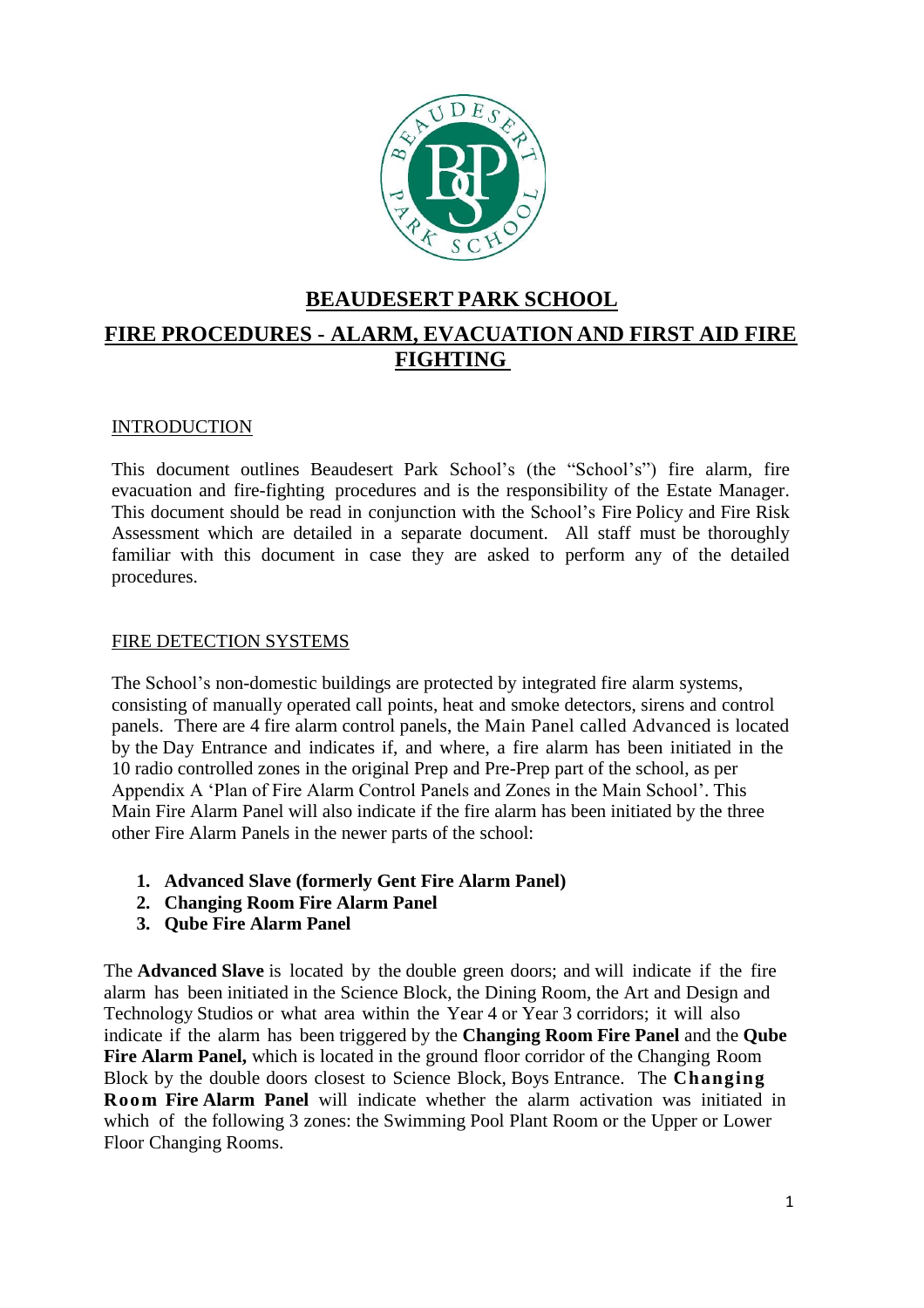# BEAUDESERT PARK SCHOOL

## FIRE PROCEDURES - ALARM, EVACUATION AND FIRST AID FIRE FIGHTING

### INTRODUCTION

This document outlines Beaudesert Park School's (the "School's") fire alarm, fire evacuation and fire-fighting procedures and is the responsibility of the Estate Manager. This document should be read in conjunction with the School's Fire Policy and Fire Risk Assessment which are detailed in a separate document. All staff must be thoroughly familiar with this document in case they are asked to perform any of the detailed procedures.

### FIRE DETECTION SYSTEMS

The School's non-domestic buildings are protected by integrated fire alarm systems, consisting of manually operated call points, heat and smoke detectors, sirens and control panels. There are 4 fire alarm control panels, the Main Panel called Advanced is located by the Day Entrance and indicates if, and where, a fire alarm has been initiated in the 10 radio controlled zones in the original Prep and Pre-Prep part of the school, as per Appendix A 'Plan of Fire Alarm Control Panels and Zones in the Main School'. This Main Fire Alarm Panel will also indicate if the fire alarm has been initiated by the three other Fire Alarm Panels in the newer parts of the school:

1. **Advanced Slave (formerly Gent Fire Alarm Panel)**
2. **Changing Room Fire Alarm Panel**
3. **Qube Fire Alarm Panel**

The **Advanced Slave** is located by the double green doors; and will indicate if the fire alarm has been initiated in the Science Block, the Dining Room, the Art and Design and Technology Studios or what area within the Year 4 or Year 3 corridors; it will also indicate if the alarm has been triggered by the **Changing Room Fire Panel** and the **Qube Fire Alarm Panel,** which is located in the ground floor corridor of the Changing Room Block by the double doors closest to Science Block, Boys Entrance. The **Changing Room Fire Alarm Panel** will indicate whether the alarm activation was initiated in which of the following 3 zones: the Swimming Pool Plant Room or the Upper or Lower Floor Changing Rooms.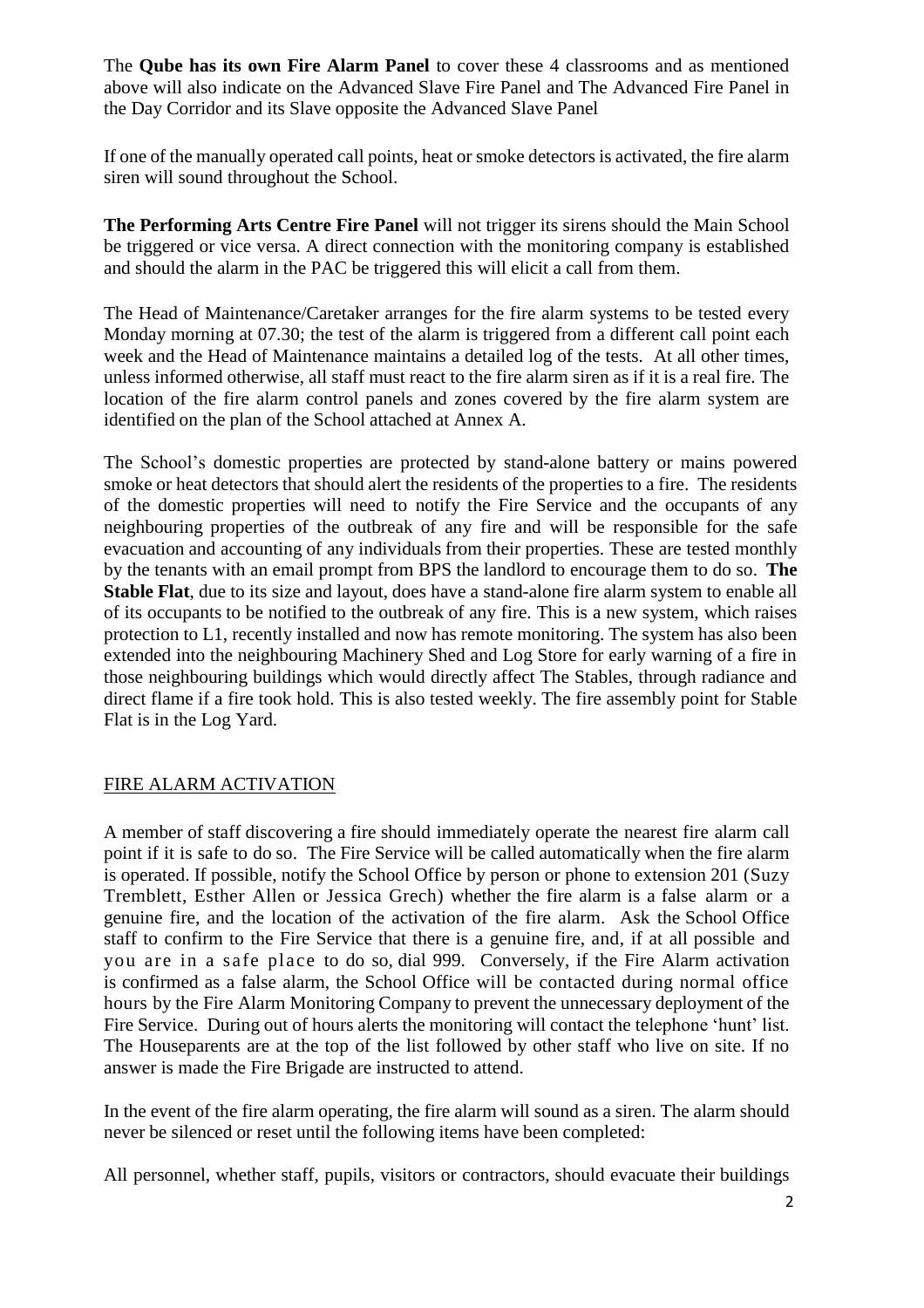The **Qube has its own Fire Alarm Panel** to cover these 4 classrooms and as mentioned above will also indicate on the Advanced Slave Fire Panel and The Advanced Fire Panel in the Day Corridor and its Slave opposite the Advanced Slave Panel

If one of the manually operated call points, heat or smoke detectors is activated, the fire alarm siren will sound throughout the School.

**The Performing Arts Centre Fire Panel** will not trigger its sirens should the Main School be triggered or vice versa. A direct connection with the monitoring company is established and should the alarm in the PAC be triggered this will elicit a call from them.

The Head of Maintenance/Caretaker arranges for the fire alarm systems to be tested every Monday morning at 07.30; the test of the alarm is triggered from a different call point each week and the Head of Maintenance maintains a detailed log of the tests. At all other times, unless informed otherwise, all staff must react to the fire alarm siren as if it is a real fire. The location of the fire alarm control panels and zones covered by the fire alarm system are identified on the plan of the School attached at Annex A.

The School's domestic properties are protected by stand-alone battery or mains powered smoke or heat detectors that should alert the residents of the properties to a fire. The residents of the domestic properties will need to notify the Fire Service and the occupants of any neighbouring properties of the outbreak of any fire and will be responsible for the safe evacuation and accounting of any individuals from their properties. These are tested monthly by the tenants with an email prompt from BPS the landlord to encourage them to do so. **The Stable Flat**, due to its size and layout, does have a stand-alone fire alarm system to enable all of its occupants to be notified to the outbreak of any fire. This is a new system, which raises protection to L1, recently installed and now has remote monitoring. The system has also been extended into the neighbouring Machinery Shed and Log Store for early warning of a fire in those neighbouring buildings which would directly affect The Stables, through radiance and direct flame if a fire took hold. This is also tested weekly. The fire assembly point for Stable Flat is in the Log Yard.

## FIRE ALARM ACTIVATION

A member of staff discovering a fire should immediately operate the nearest fire alarm call point if it is safe to do so. The Fire Service will be called automatically when the fire alarm is operated. If possible, notify the School Office by person or phone to extension 201 (Suzy Tremblett, Esther Allen or Jessica Grech) whether the fire alarm is a false alarm or a genuine fire, and the location of the activation of the fire alarm. Ask the School Office staff to confirm to the Fire Service that there is a genuine fire, and, if at all possible and you are in a safe place to do so, dial 999. Conversely, if the Fire Alarm activation is confirmed as a false alarm, the School Office will be contacted during normal office hours by the Fire Alarm Monitoring Company to prevent the unnecessary deployment of the Fire Service. During out of hours alerts the monitoring will contact the telephone 'hunt' list. The Houseparents are at the top of the list followed by other staff who live on site. If no answer is made the Fire Brigade are instructed to attend.

In the event of the fire alarm operating, the fire alarm will sound as a siren. The alarm should never be silenced or reset until the following items have been completed:

All personnel, whether staff, pupils, visitors or contractors, should evacuate their buildings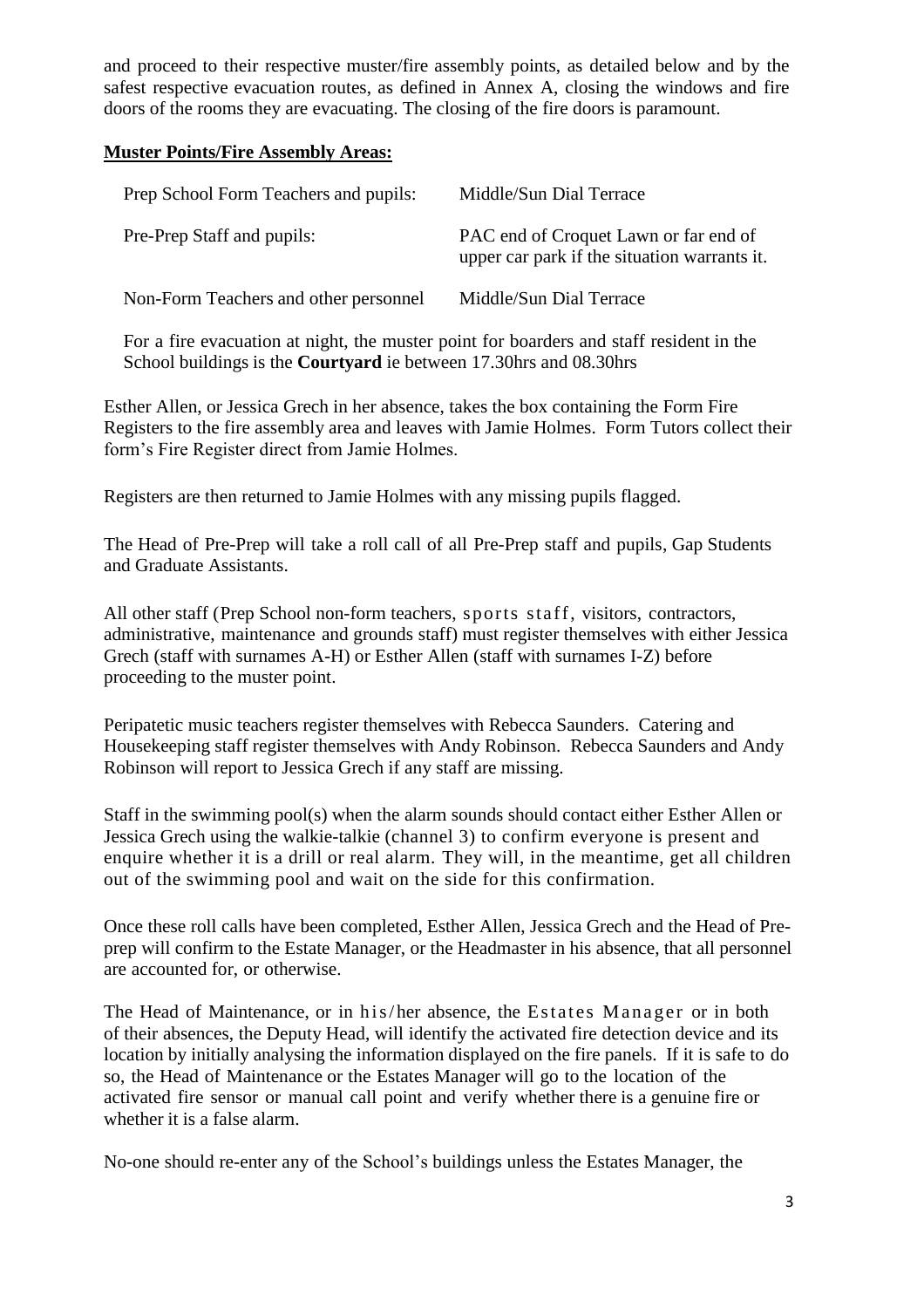and proceed to their respective muster/fire assembly points, as detailed below and by the safest respective evacuation routes, as defined in Annex A, closing the windows and fire doors of the rooms they are evacuating. The closing of the fire doors is paramount.

**Muster Points/Fire Assembly Areas:**

| | |
|---|---|
| Prep School Form Teachers and pupils: | Middle/Sun Dial Terrace |
| Pre-Prep Staff and pupils: | PAC end of Croquet Lawn or far end of upper car park if the situation warrants it. |
| Non-Form Teachers and other personnel | Middle/Sun Dial Terrace |

For a fire evacuation at night, the muster point for boarders and staff resident in the School buildings is the **Courtyard** ie between 17.30hrs and 08.30hrs

Esther Allen, or Jessica Grech in her absence, takes the box containing the Form Fire Registers to the fire assembly area and leaves with Jamie Holmes. Form Tutors collect their form's Fire Register direct from Jamie Holmes.

Registers are then returned to Jamie Holmes with any missing pupils flagged.

The Head of Pre-Prep will take a roll call of all Pre-Prep staff and pupils, Gap Students and Graduate Assistants.

All other staff (Prep School non-form teachers, sports staff, visitors, contractors, administrative, maintenance and grounds staff) must register themselves with either Jessica Grech (staff with surnames A-H) or Esther Allen (staff with surnames I-Z) before proceeding to the muster point.

Peripatetic music teachers register themselves with Rebecca Saunders. Catering and Housekeeping staff register themselves with Andy Robinson. Rebecca Saunders and Andy Robinson will report to Jessica Grech if any staff are missing.

Staff in the swimming pool(s) when the alarm sounds should contact either Esther Allen or Jessica Grech using the walkie-talkie (channel 3) to confirm everyone is present and enquire whether it is a drill or real alarm. They will, in the meantime, get all children out of the swimming pool and wait on the side for this confirmation.

Once these roll calls have been completed, Esther Allen, Jessica Grech and the Head of Pre-prep will confirm to the Estate Manager, or the Headmaster in his absence, that all personnel are accounted for, or otherwise.

The Head of Maintenance, or in his/her absence, the Estates Manager or in both of their absences, the Deputy Head, will identify the activated fire detection device and its location by initially analysing the information displayed on the fire panels. If it is safe to do so, the Head of Maintenance or the Estates Manager will go to the location of the activated fire sensor or manual call point and verify whether there is a genuine fire or whether it is a false alarm.

No-one should re-enter any of the School's buildings unless the Estates Manager, the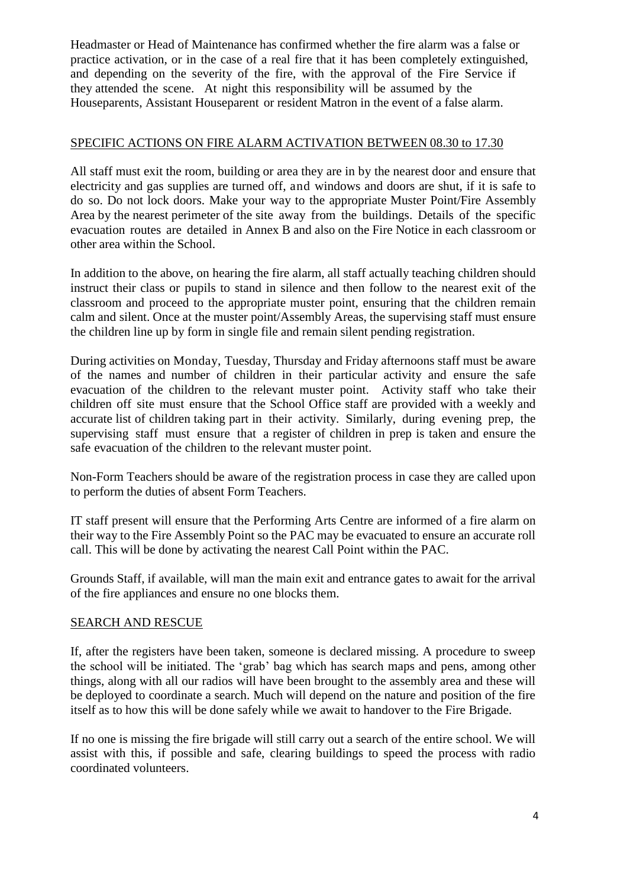Headmaster or Head of Maintenance has confirmed whether the fire alarm was a false or practice activation, or in the case of a real fire that it has been completely extinguished, and depending on the severity of the fire, with the approval of the Fire Service if they attended the scene. At night this responsibility will be assumed by the Houseparents, Assistant Houseparent or resident Matron in the event of a false alarm.

## SPECIFIC ACTIONS ON FIRE ALARM ACTIVATION BETWEEN 08.30 to 17.30

All staff must exit the room, building or area they are in by the nearest door and ensure that electricity and gas supplies are turned off, and windows and doors are shut, if it is safe to do so. Do not lock doors. Make your way to the appropriate Muster Point/Fire Assembly Area by the nearest perimeter of the site away from the buildings. Details of the specific evacuation routes are detailed in Annex B and also on the Fire Notice in each classroom or other area within the School.

In addition to the above, on hearing the fire alarm, all staff actually teaching children should instruct their class or pupils to stand in silence and then follow to the nearest exit of the classroom and proceed to the appropriate muster point, ensuring that the children remain calm and silent. Once at the muster point/Assembly Areas, the supervising staff must ensure the children line up by form in single file and remain silent pending registration.

During activities on Monday, Tuesday, Thursday and Friday afternoons staff must be aware of the names and number of children in their particular activity and ensure the safe evacuation of the children to the relevant muster point. Activity staff who take their children off site must ensure that the School Office staff are provided with a weekly and accurate list of children taking part in their activity. Similarly, during evening prep, the supervising staff must ensure that a register of children in prep is taken and ensure the safe evacuation of the children to the relevant muster point.

Non-Form Teachers should be aware of the registration process in case they are called upon to perform the duties of absent Form Teachers.

IT staff present will ensure that the Performing Arts Centre are informed of a fire alarm on their way to the Fire Assembly Point so the PAC may be evacuated to ensure an accurate roll call. This will be done by activating the nearest Call Point within the PAC.

Grounds Staff, if available, will man the main exit and entrance gates to await for the arrival of the fire appliances and ensure no one blocks them.

## SEARCH AND RESCUE

If, after the registers have been taken, someone is declared missing. A procedure to sweep the school will be initiated. The 'grab' bag which has search maps and pens, among other things, along with all our radios will have been brought to the assembly area and these will be deployed to coordinate a search. Much will depend on the nature and position of the fire itself as to how this will be done safely while we await to handover to the Fire Brigade.

If no one is missing the fire brigade will still carry out a search of the entire school. We will assist with this, if possible and safe, clearing buildings to speed the process with radio coordinated volunteers.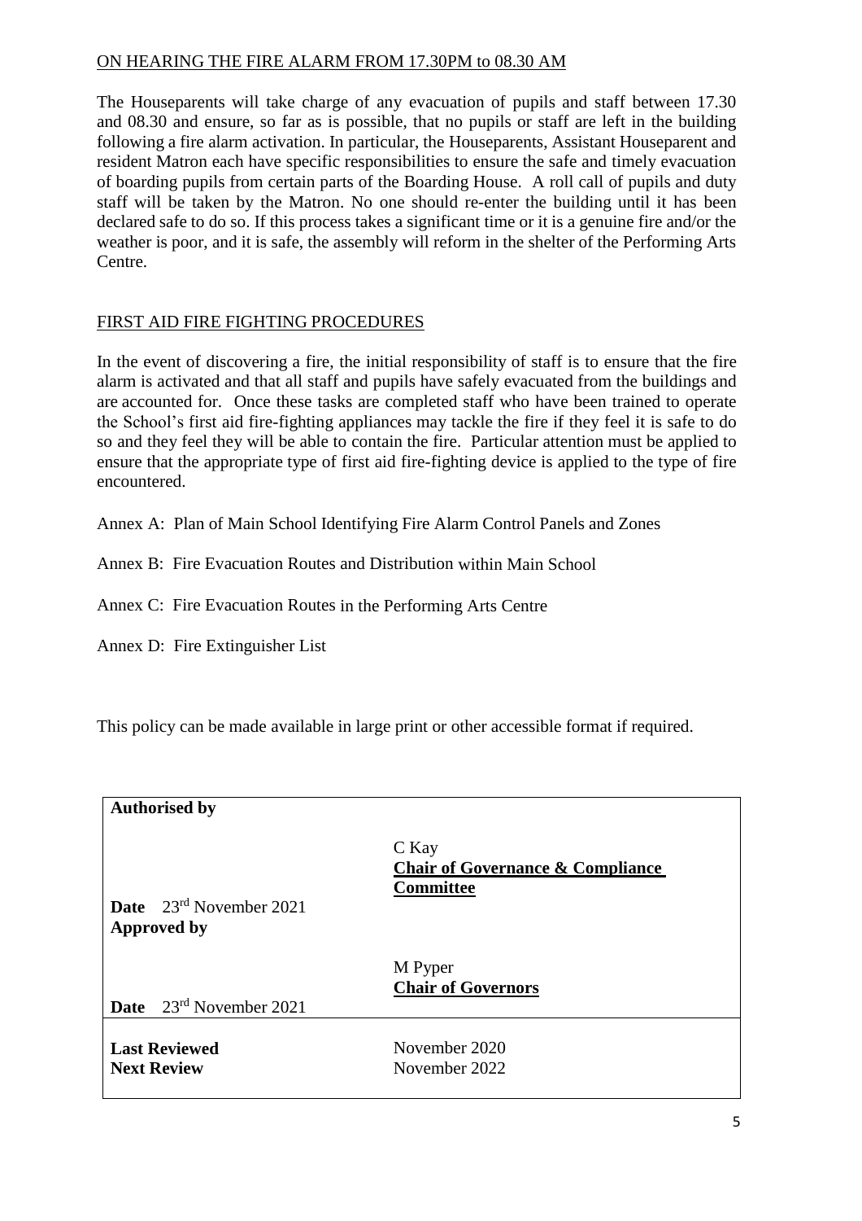## ON HEARING THE FIRE ALARM FROM 17.30PM to 08.30 AM

The Houseparents will take charge of any evacuation of pupils and staff between 17.30 and 08.30 and ensure, so far as is possible, that no pupils or staff are left in the building following a fire alarm activation. In particular, the Houseparents, Assistant Houseparent and resident Matron each have specific responsibilities to ensure the safe and timely evacuation of boarding pupils from certain parts of the Boarding House. A roll call of pupils and duty staff will be taken by the Matron. No one should re-enter the building until it has been declared safe to do so. If this process takes a significant time or it is a genuine fire and/or the weather is poor, and it is safe, the assembly will reform in the shelter of the Performing Arts Centre.

## FIRST AID FIRE FIGHTING PROCEDURES

In the event of discovering a fire, the initial responsibility of staff is to ensure that the fire alarm is activated and that all staff and pupils have safely evacuated from the buildings and are accounted for. Once these tasks are completed staff who have been trained to operate the School's first aid fire-fighting appliances may tackle the fire if they feel it is safe to do so and they feel they will be able to contain the fire. Particular attention must be applied to ensure that the appropriate type of first aid fire-fighting device is applied to the type of fire encountered.

Annex A: Plan of Main School Identifying Fire Alarm Control Panels and Zones

Annex B: Fire Evacuation Routes and Distribution within Main School

Annex C: Fire Evacuation Routes in the Performing Arts Centre

Annex D: Fire Extinguisher List

This policy can be made available in large print or other accessible format if required.

| **Authorised by** | |
|---|---|
| | C Kay<br>**Chair of Governance & Compliance Committee** |
| **Date** 23rd November 2021 | |
| **Approved by** | |
| | M Pyper<br>**Chair of Governors** |
| **Date** 23rd November 2021 | |
| **Last Reviewed** | November 2020 |
| **Next Review** | November 2022 |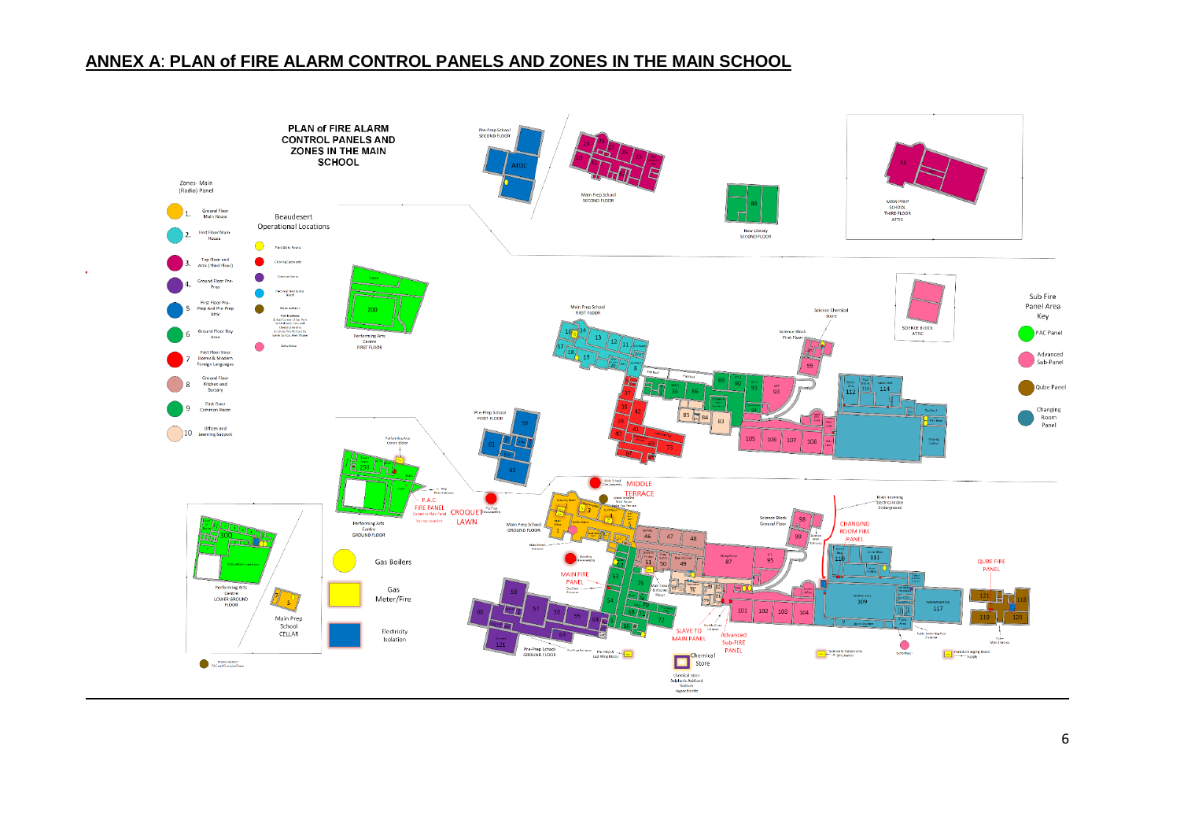## ANNEX A: PLAN of FIRE ALARM CONTROL PANELS AND ZONES IN THE MAIN SCHOOL

**PLAN of FIRE ALARM CONTROL PANELS AND ZONES IN THE MAIN SCHOOL**

Zones- Main (Radio) Panel

1. Ground Floor Main House
2. First Floor Main House
3. Top Floor and Attic (Third Floor)
4. Ground Floor Pre-Prep
5. First Floor Pre-Prep And Pre-Prep Attic
6. Ground Floor Day Area
7. First Floor Boys Dorms & Modern Foreign Languages
8. Ground Floor Kitchen and Bursary
9. First Floor Common Room
10. Offices and Learning Support

Beaudesert Operational Locations

Sub Fire Panel Area Key

- PAC Panel
- Advanced Sub-Panel
- Qube Panel
- Changing Room Panel

Gas Boilers

Gas Meter/Fire

Electricity Isolation

Pre-Prep School SECOND FLOOR

Main Prep School SECOND FLOOR

New Library SECOND FLOOR

MAIN PREP SCHOOL THIRD FLOOR ATTIC

Performing Arts Centre FIRST FLOOR

Main Prep School FIRST FLOOR

Science Chemical Store

Science Block First Floor

SCIENCE BLOCK ATTIC

Pre-Prep School FIRST FLOOR

MIDDLE TERRACE

P.A.C. FIRE PANEL

CROQUET LAWN

Performing Arts Centre GROUND FLOOR

Main Prep School GROUND FLOOR

Science Block Ground Floor

CHANGING ROOM FIRE PANEL

QUBE FIRE PANEL

MAIN FIRE PANEL

SLAVE TO MAIN PANEL

Advanced Sub-FIRE PANEL

Chemical Store

Chemical store Sulphuric Acid and Sodium Hypochlorite

Pre-Prep School GROUND FLOOR

Performing Arts Centre LOWER GROUND FLOOR

Main Prep School CELLAR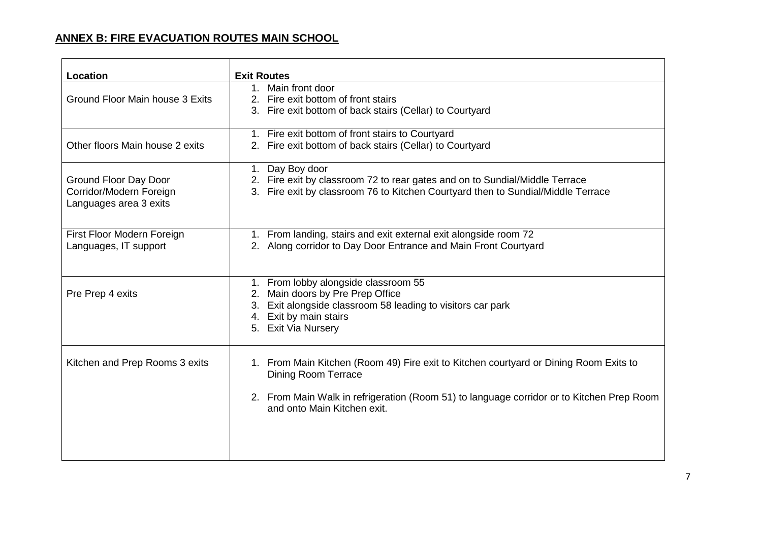## ANNEX B: FIRE EVACUATION ROUTES MAIN SCHOOL

| Location | Exit Routes |
| --- | --- |
| Ground Floor Main house 3 Exits | 1. Main front door<br>2. Fire exit bottom of front stairs<br>3. Fire exit bottom of back stairs (Cellar) to Courtyard |
| Other floors Main house 2 exits | 1. Fire exit bottom of front stairs to Courtyard<br>2. Fire exit bottom of back stairs (Cellar) to Courtyard |
| Ground Floor Day Door Corridor/Modern Foreign Languages area 3 exits | 1. Day Boy door<br>2. Fire exit by classroom 72 to rear gates and on to Sundial/Middle Terrace<br>3. Fire exit by classroom 76 to Kitchen Courtyard then to Sundial/Middle Terrace |
| First Floor Modern Foreign Languages, IT support | 1. From landing, stairs and exit external exit alongside room 72<br>2. Along corridor to Day Door Entrance and Main Front Courtyard |
| Pre Prep 4 exits | 1. From lobby alongside classroom 55<br>2. Main doors by Pre Prep Office<br>3. Exit alongside classroom 58 leading to visitors car park<br>4. Exit by main stairs<br>5. Exit Via Nursery |
| Kitchen and Prep Rooms 3 exits | 1. From Main Kitchen (Room 49) Fire exit to Kitchen courtyard or Dining Room Exits to Dining Room Terrace<br>2. From Main Walk in refrigeration (Room 51) to language corridor or to Kitchen Prep Room and onto Main Kitchen exit. |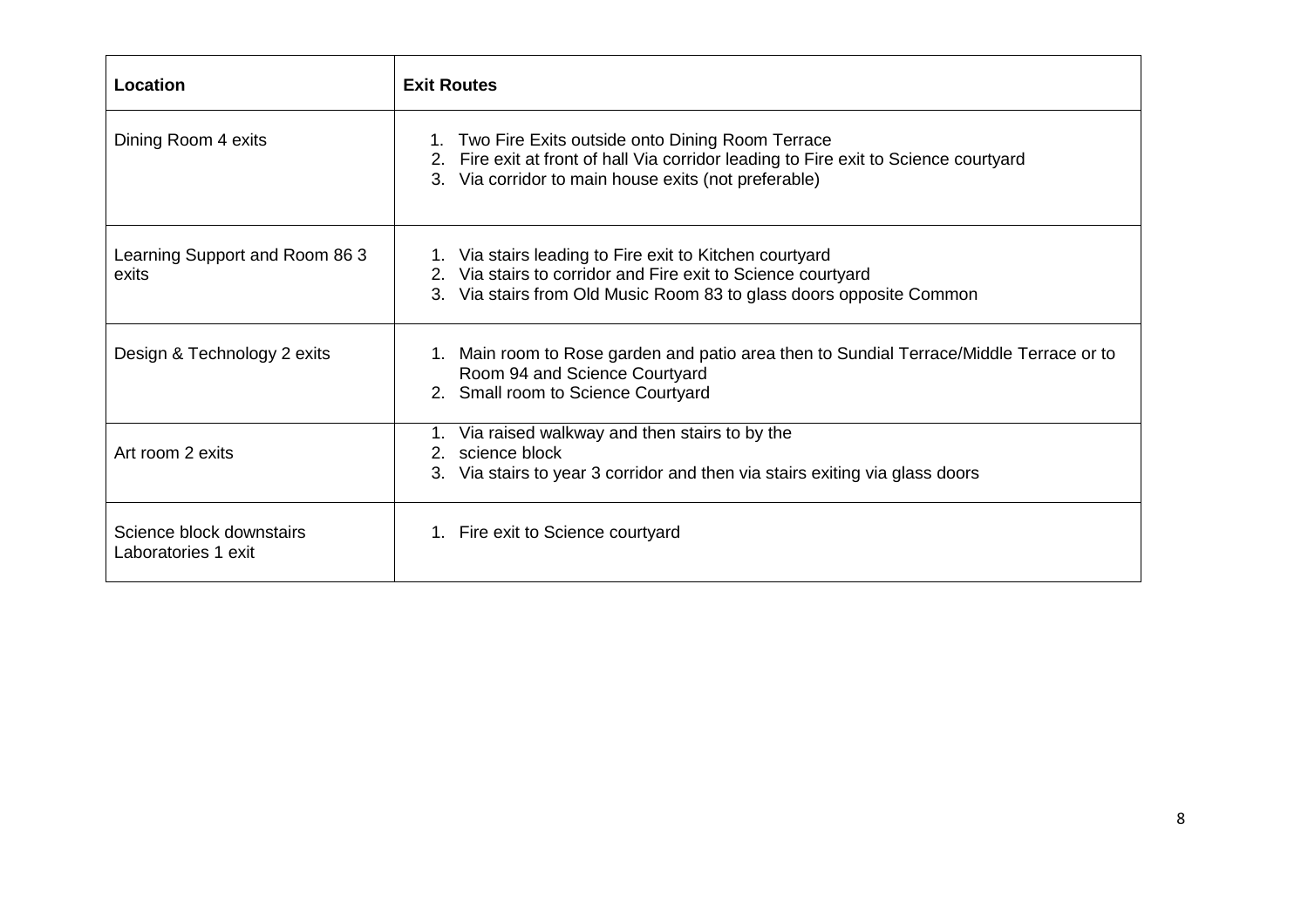| Location | Exit Routes |
|---|---|
| Dining Room 4 exits | 1. Two Fire Exits outside onto Dining Room Terrace<br>2. Fire exit at front of hall Via corridor leading to Fire exit to Science courtyard<br>3. Via corridor to main house exits (not preferable) |
| Learning Support and Room 86 3 exits | 1. Via stairs leading to Fire exit to Kitchen courtyard<br>2. Via stairs to corridor and Fire exit to Science courtyard<br>3. Via stairs from Old Music Room 83 to glass doors opposite Common |
| Design & Technology 2 exits | 1. Main room to Rose garden and patio area then to Sundial Terrace/Middle Terrace or to Room 94 and Science Courtyard<br>2. Small room to Science Courtyard |
| Art room 2 exits | 1. Via raised walkway and then stairs to by the<br>2. science block<br>3. Via stairs to year 3 corridor and then via stairs exiting via glass doors |
| Science block downstairs Laboratories 1 exit | 1. Fire exit to Science courtyard |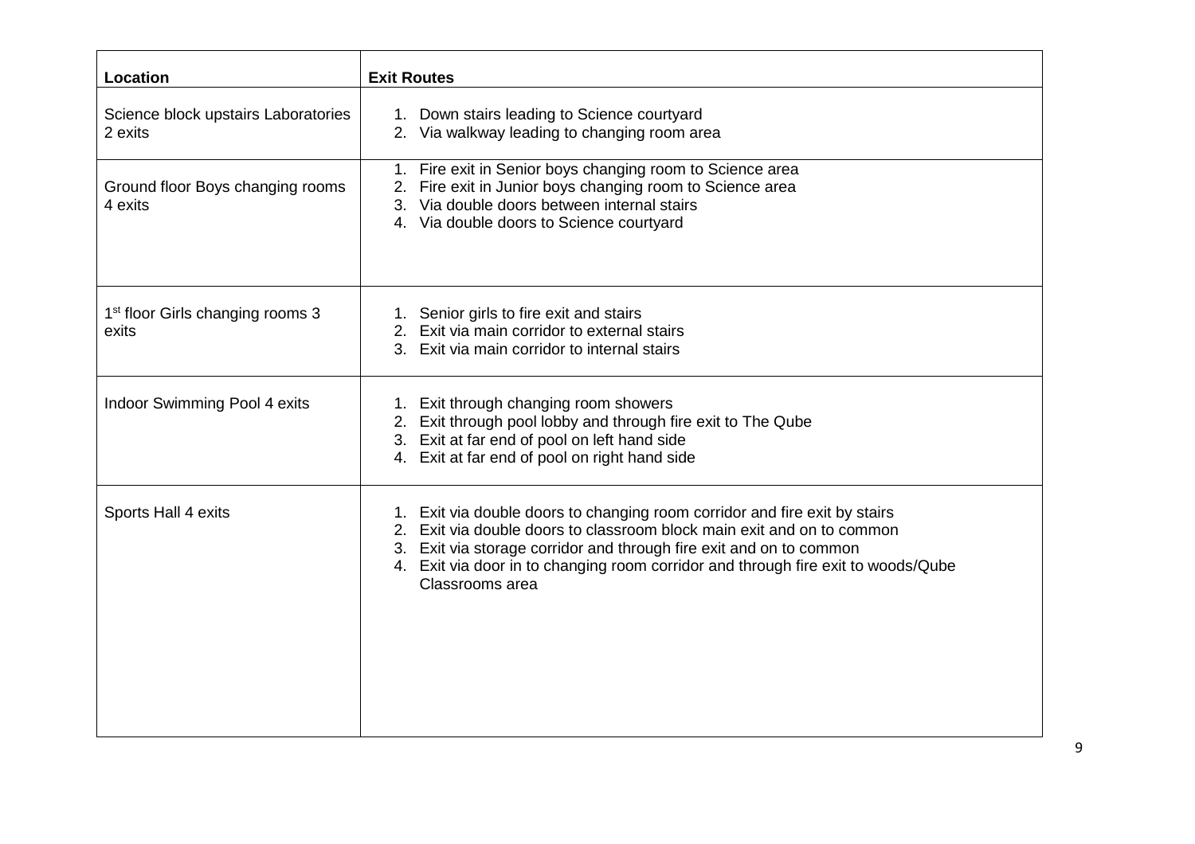| Location | Exit Routes |
|---|---|
| Science block upstairs Laboratories 2 exits | 1. Down stairs leading to Science courtyard<br>2. Via walkway leading to changing room area |
| Ground floor Boys changing rooms 4 exits | 1. Fire exit in Senior boys changing room to Science area<br>2. Fire exit in Junior boys changing room to Science area<br>3. Via double doors between internal stairs<br>4. Via double doors to Science courtyard |
| 1st floor Girls changing rooms 3 exits | 1. Senior girls to fire exit and stairs<br>2. Exit via main corridor to external stairs<br>3. Exit via main corridor to internal stairs |
| Indoor Swimming Pool 4 exits | 1. Exit through changing room showers<br>2. Exit through pool lobby and through fire exit to The Qube<br>3. Exit at far end of pool on left hand side<br>4. Exit at far end of pool on right hand side |
| Sports Hall 4 exits | 1. Exit via double doors to changing room corridor and fire exit by stairs<br>2. Exit via double doors to classroom block main exit and on to common<br>3. Exit via storage corridor and through fire exit and on to common<br>4. Exit via door in to changing room corridor and through fire exit to woods/Qube Classrooms area |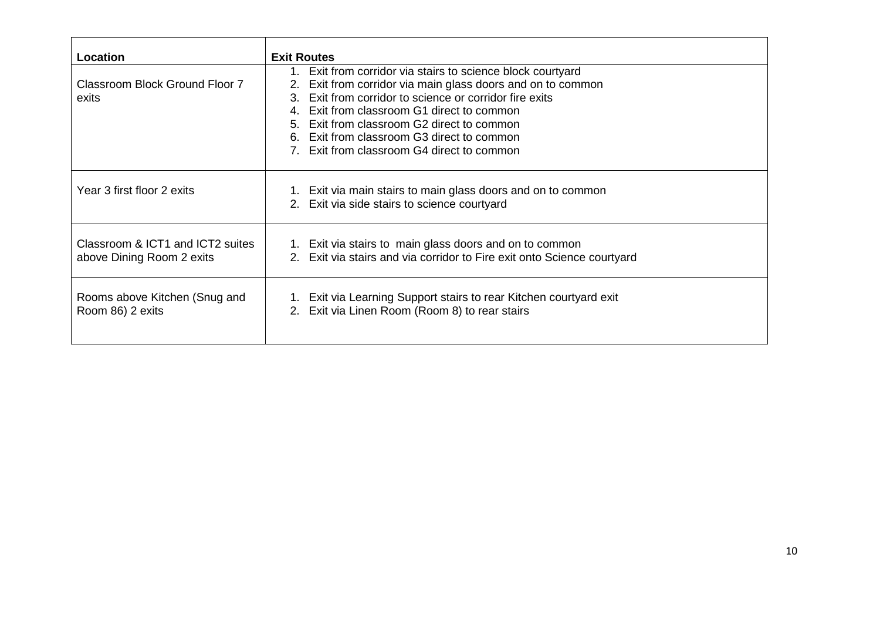| Location | Exit Routes |
|---|---|
| Classroom Block Ground Floor 7 exits | 1. Exit from corridor via stairs to science block courtyard<br>2. Exit from corridor via main glass doors and on to common<br>3. Exit from corridor to science or corridor fire exits<br>4. Exit from classroom G1 direct to common<br>5. Exit from classroom G2 direct to common<br>6. Exit from classroom G3 direct to common<br>7. Exit from classroom G4 direct to common |
| Year 3 first floor 2 exits | 1. Exit via main stairs to main glass doors and on to common<br>2. Exit via side stairs to science courtyard |
| Classroom & ICT1 and ICT2 suites above Dining Room 2 exits | 1. Exit via stairs to main glass doors and on to common<br>2. Exit via stairs and via corridor to Fire exit onto Science courtyard |
| Rooms above Kitchen (Snug and Room 86) 2 exits | 1. Exit via Learning Support stairs to rear Kitchen courtyard exit<br>2. Exit via Linen Room (Room 8) to rear stairs |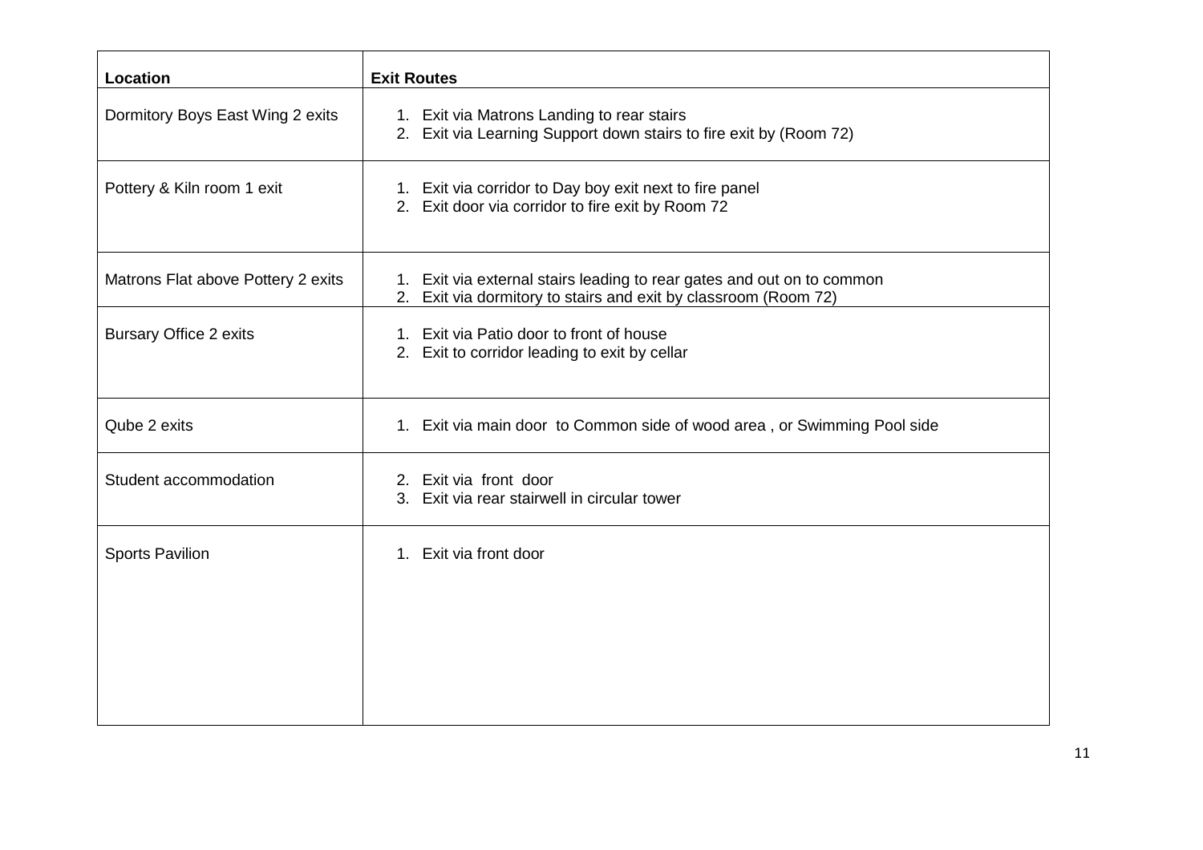| Location | Exit Routes |
|---|---|
| Dormitory Boys East Wing 2 exits | 1. Exit via Matrons Landing to rear stairs<br>2. Exit via Learning Support down stairs to fire exit by (Room 72) |
| Pottery & Kiln room 1 exit | 1. Exit via corridor to Day boy exit next to fire panel<br>2. Exit door via corridor to fire exit by Room 72 |
| Matrons Flat above Pottery 2 exits | 1. Exit via external stairs leading to rear gates and out on to common<br>2. Exit via dormitory to stairs and exit by classroom (Room 72) |
| Bursary Office 2 exits | 1. Exit via Patio door to front of house<br>2. Exit to corridor leading to exit by cellar |
| Qube 2 exits | 1. Exit via main door to Common side of wood area , or Swimming Pool side |
| Student accommodation | 2. Exit via front door<br>3. Exit via rear stairwell in circular tower |
| Sports Pavilion | 1. Exit via front door |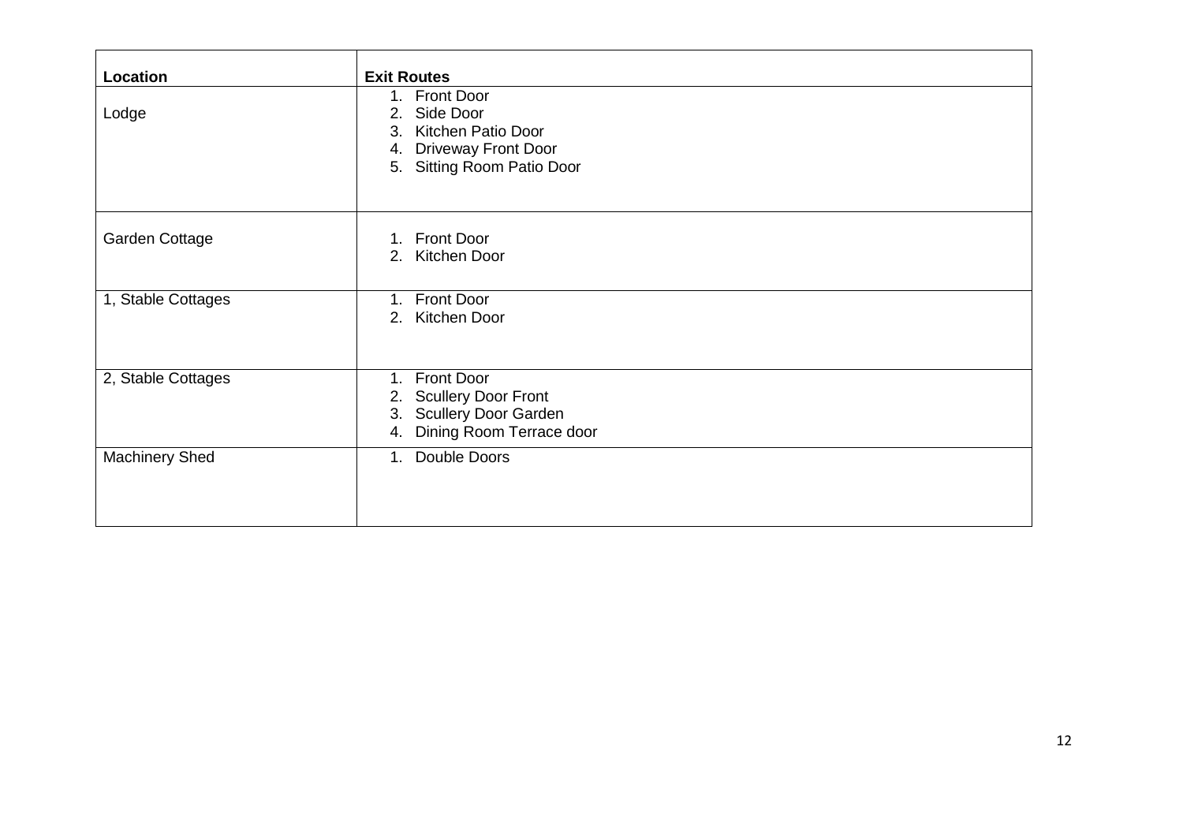| Location | Exit Routes |
|---|---|
| Lodge | 1. Front Door<br>2. Side Door<br>3. Kitchen Patio Door<br>4. Driveway Front Door<br>5. Sitting Room Patio Door |
| Garden Cottage | 1. Front Door<br>2. Kitchen Door |
| 1, Stable Cottages | 1. Front Door<br>2. Kitchen Door |
| 2, Stable Cottages | 1. Front Door<br>2. Scullery Door Front<br>3. Scullery Door Garden<br>4. Dining Room Terrace door |
| Machinery Shed | 1. Double Doors |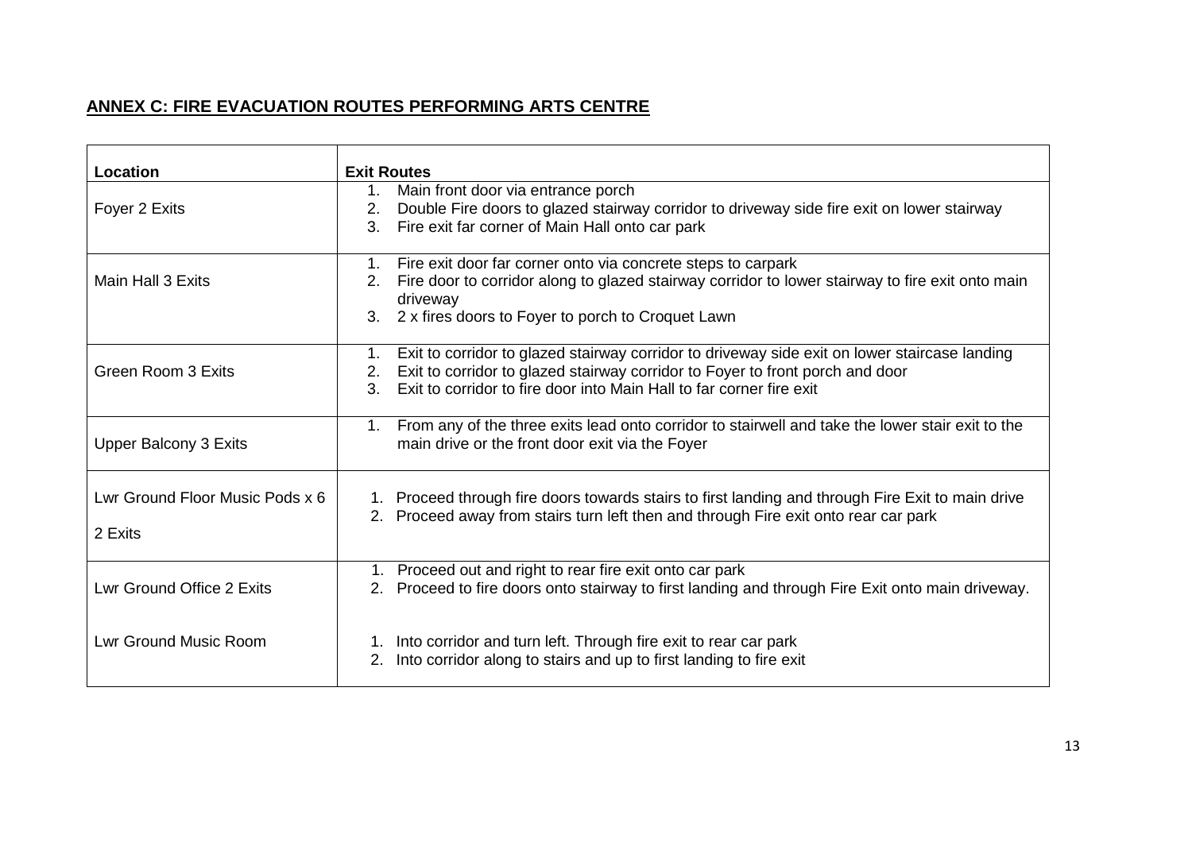## ANNEX C: FIRE EVACUATION ROUTES PERFORMING ARTS CENTRE

| Location | Exit Routes |
|---|---|
| Foyer 2 Exits | 1. Main front door via entrance porch<br>2. Double Fire doors to glazed stairway corridor to driveway side fire exit on lower stairway<br>3. Fire exit far corner of Main Hall onto car park |
| Main Hall 3 Exits | 1. Fire exit door far corner onto via concrete steps to carpark<br>2. Fire door to corridor along to glazed stairway corridor to lower stairway to fire exit onto main driveway<br>3. 2 x fires doors to Foyer to porch to Croquet Lawn |
| Green Room 3 Exits | 1. Exit to corridor to glazed stairway corridor to driveway side exit on lower staircase landing<br>2. Exit to corridor to glazed stairway corridor to Foyer to front porch and door<br>3. Exit to corridor to fire door into Main Hall to far corner fire exit |
| Upper Balcony 3 Exits | 1. From any of the three exits lead onto corridor to stairwell and take the lower stair exit to the main drive or the front door exit via the Foyer |
| Lwr Ground Floor Music Pods x 6<br><br>2 Exits | 1. Proceed through fire doors towards stairs to first landing and through Fire Exit to main drive<br>2. Proceed away from stairs turn left then and through Fire exit onto rear car park |
| Lwr Ground Office 2 Exits<br><br>Lwr Ground Music Room | 1. Proceed out and right to rear fire exit onto car park<br>2. Proceed to fire doors onto stairway to first landing and through Fire Exit onto main driveway.<br><br>1. Into corridor and turn left. Through fire exit to rear car park<br>2. Into corridor along to stairs and up to first landing to fire exit |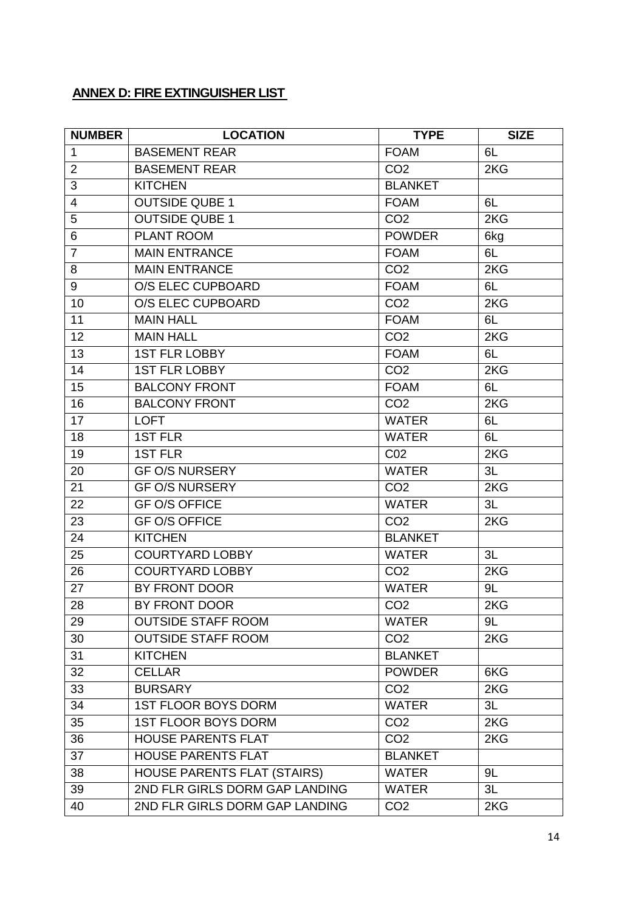## ANNEX D: FIRE EXTINGUISHER LIST

| NUMBER | LOCATION | TYPE | SIZE |
|---|---|---|---|
| 1 | BASEMENT REAR | FOAM | 6L |
| 2 | BASEMENT REAR | $CO_2$ | 2KG |
| 3 | KITCHEN | BLANKET | |
| 4 | OUTSIDE QUBE 1 | FOAM | 6L |
| 5 | OUTSIDE QUBE 1 | $CO_2$ | 2KG |
| 6 | PLANT ROOM | POWDER | 6kg |
| 7 | MAIN ENTRANCE | FOAM | 6L |
| 8 | MAIN ENTRANCE | $CO_2$ | 2KG |
| 9 | O/S ELEC CUPBOARD | FOAM | 6L |
| 10 | O/S ELEC CUPBOARD | $CO_2$ | 2KG |
| 11 | MAIN HALL | FOAM | 6L |
| 12 | MAIN HALL | $CO_2$ | 2KG |
| 13 | 1ST FLR LOBBY | FOAM | 6L |
| 14 | 1ST FLR LOBBY | $CO_2$ | 2KG |
| 15 | BALCONY FRONT | FOAM | 6L |
| 16 | BALCONY FRONT | $CO_2$ | 2KG |
| 17 | LOFT | WATER | 6L |
| 18 | 1ST FLR | WATER | 6L |
| 19 | 1ST FLR | C02 | 2KG |
| 20 | GF O/S NURSERY | WATER | 3L |
| 21 | GF O/S NURSERY | $CO_2$ | 2KG |
| 22 | GF O/S OFFICE | WATER | 3L |
| 23 | GF O/S OFFICE | $CO_2$ | 2KG |
| 24 | KITCHEN | BLANKET | |
| 25 | COURTYARD LOBBY | WATER | 3L |
| 26 | COURTYARD LOBBY | $CO_2$ | 2KG |
| 27 | BY FRONT DOOR | WATER | 9L |
| 28 | BY FRONT DOOR | $CO_2$ | 2KG |
| 29 | OUTSIDE STAFF ROOM | WATER | 9L |
| 30 | OUTSIDE STAFF ROOM | $CO_2$ | 2KG |
| 31 | KITCHEN | BLANKET | |
| 32 | CELLAR | POWDER | 6KG |
| 33 | BURSARY | $CO_2$ | 2KG |
| 34 | 1ST FLOOR BOYS DORM | WATER | 3L |
| 35 | 1ST FLOOR BOYS DORM | $CO_2$ | 2KG |
| 36 | HOUSE PARENTS FLAT | $CO_2$ | 2KG |
| 37 | HOUSE PARENTS FLAT | BLANKET | |
| 38 | HOUSE PARENTS FLAT (STAIRS) | WATER | 9L |
| 39 | 2ND FLR GIRLS DORM GAP LANDING | WATER | 3L |
| 40 | 2ND FLR GIRLS DORM GAP LANDING | $CO_2$ | 2KG |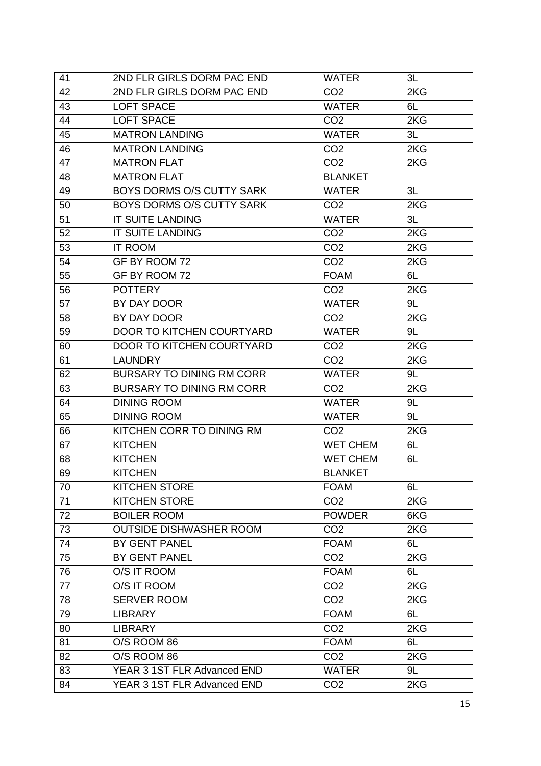| 41 | 2ND FLR GIRLS DORM PAC END | WATER | 3L |
|---|---|---|---|
| 42 | 2ND FLR GIRLS DORM PAC END | $CO_2$ | 2KG |
| 43 | LOFT SPACE | WATER | 6L |
| 44 | LOFT SPACE | $CO_2$ | 2KG |
| 45 | MATRON LANDING | WATER | 3L |
| 46 | MATRON LANDING | $CO_2$ | 2KG |
| 47 | MATRON FLAT | $CO_2$ | 2KG |
| 48 | MATRON FLAT | BLANKET | |
| 49 | BOYS DORMS O/S CUTTY SARK | WATER | 3L |
| 50 | BOYS DORMS O/S CUTTY SARK | $CO_2$ | 2KG |
| 51 | IT SUITE LANDING | WATER | 3L |
| 52 | IT SUITE LANDING | $CO_2$ | 2KG |
| 53 | IT ROOM | $CO_2$ | 2KG |
| 54 | GF BY ROOM 72 | $CO_2$ | 2KG |
| 55 | GF BY ROOM 72 | FOAM | 6L |
| 56 | POTTERY | $CO_2$ | 2KG |
| 57 | BY DAY DOOR | WATER | 9L |
| 58 | BY DAY DOOR | $CO_2$ | 2KG |
| 59 | DOOR TO KITCHEN COURTYARD | WATER | 9L |
| 60 | DOOR TO KITCHEN COURTYARD | $CO_2$ | 2KG |
| 61 | LAUNDRY | $CO_2$ | 2KG |
| 62 | BURSARY TO DINING RM CORR | WATER | 9L |
| 63 | BURSARY TO DINING RM CORR | $CO_2$ | 2KG |
| 64 | DINING ROOM | WATER | 9L |
| 65 | DINING ROOM | WATER | 9L |
| 66 | KITCHEN CORR TO DINING RM | $CO_2$ | 2KG |
| 67 | KITCHEN | WET CHEM | 6L |
| 68 | KITCHEN | WET CHEM | 6L |
| 69 | KITCHEN | BLANKET | |
| 70 | KITCHEN STORE | FOAM | 6L |
| 71 | KITCHEN STORE | $CO_2$ | 2KG |
| 72 | BOILER ROOM | POWDER | 6KG |
| 73 | OUTSIDE DISHWASHER ROOM | $CO_2$ | 2KG |
| 74 | BY GENT PANEL | FOAM | 6L |
| 75 | BY GENT PANEL | $CO_2$ | 2KG |
| 76 | O/S IT ROOM | FOAM | 6L |
| 77 | O/S IT ROOM | $CO_2$ | 2KG |
| 78 | SERVER ROOM | $CO_2$ | 2KG |
| 79 | LIBRARY | FOAM | 6L |
| 80 | LIBRARY | $CO_2$ | 2KG |
| 81 | O/S ROOM 86 | FOAM | 6L |
| 82 | O/S ROOM 86 | $CO_2$ | 2KG |
| 83 | YEAR 3 1ST FLR Advanced END | WATER | 9L |
| 84 | YEAR 3 1ST FLR Advanced END | $CO_2$ | 2KG |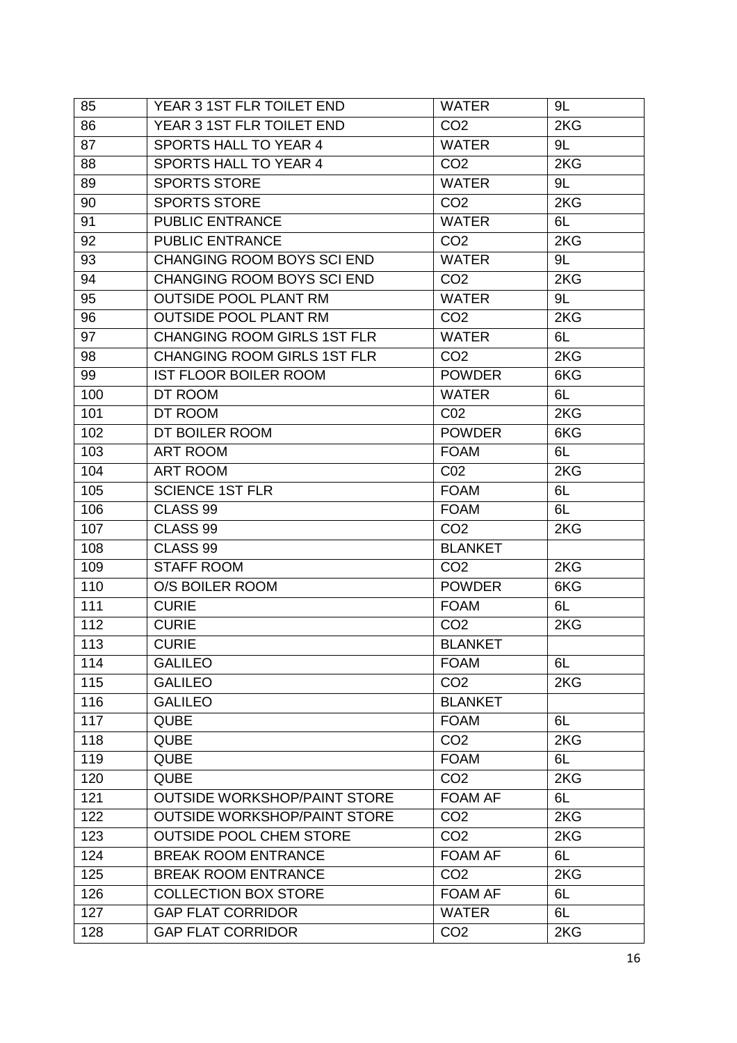| 85 | YEAR 3 1ST FLR TOILET END | WATER | 9L |
|---|---|---|---|
| 86 | YEAR 3 1ST FLR TOILET END | $CO_2$ | 2KG |
| 87 | SPORTS HALL TO YEAR 4 | WATER | 9L |
| 88 | SPORTS HALL TO YEAR 4 | $CO_2$ | 2KG |
| 89 | SPORTS STORE | WATER | 9L |
| 90 | SPORTS STORE | $CO_2$ | 2KG |
| 91 | PUBLIC ENTRANCE | WATER | 6L |
| 92 | PUBLIC ENTRANCE | $CO_2$ | 2KG |
| 93 | CHANGING ROOM BOYS SCI END | WATER | 9L |
| 94 | CHANGING ROOM BOYS SCI END | $CO_2$ | 2KG |
| 95 | OUTSIDE POOL PLANT RM | WATER | 9L |
| 96 | OUTSIDE POOL PLANT RM | $CO_2$ | 2KG |
| 97 | CHANGING ROOM GIRLS 1ST FLR | WATER | 6L |
| 98 | CHANGING ROOM GIRLS 1ST FLR | $CO_2$ | 2KG |
| 99 | IST FLOOR BOILER ROOM | POWDER | 6KG |
| 100 | DT ROOM | WATER | 6L |
| 101 | DT ROOM | C02 | 2KG |
| 102 | DT BOILER ROOM | POWDER | 6KG |
| 103 | ART ROOM | FOAM | 6L |
| 104 | ART ROOM | C02 | 2KG |
| 105 | SCIENCE 1ST FLR | FOAM | 6L |
| 106 | CLASS 99 | FOAM | 6L |
| 107 | CLASS 99 | $CO_2$ | 2KG |
| 108 | CLASS 99 | BLANKET | |
| 109 | STAFF ROOM | $CO_2$ | 2KG |
| 110 | O/S BOILER ROOM | POWDER | 6KG |
| 111 | CURIE | FOAM | 6L |
| 112 | CURIE | $CO_2$ | 2KG |
| 113 | CURIE | BLANKET | |
| 114 | GALILEO | FOAM | 6L |
| 115 | GALILEO | $CO_2$ | 2KG |
| 116 | GALILEO | BLANKET | |
| 117 | QUBE | FOAM | 6L |
| 118 | QUBE | $CO_2$ | 2KG |
| 119 | QUBE | FOAM | 6L |
| 120 | QUBE | $CO_2$ | 2KG |
| 121 | OUTSIDE WORKSHOP/PAINT STORE | FOAM AF | 6L |
| 122 | OUTSIDE WORKSHOP/PAINT STORE | $CO_2$ | 2KG |
| 123 | OUTSIDE POOL CHEM STORE | $CO_2$ | 2KG |
| 124 | BREAK ROOM ENTRANCE | FOAM AF | 6L |
| 125 | BREAK ROOM ENTRANCE | $CO_2$ | 2KG |
| 126 | COLLECTION BOX STORE | FOAM AF | 6L |
| 127 | GAP FLAT CORRIDOR | WATER | 6L |
| 128 | GAP FLAT CORRIDOR | $CO_2$ | 2KG |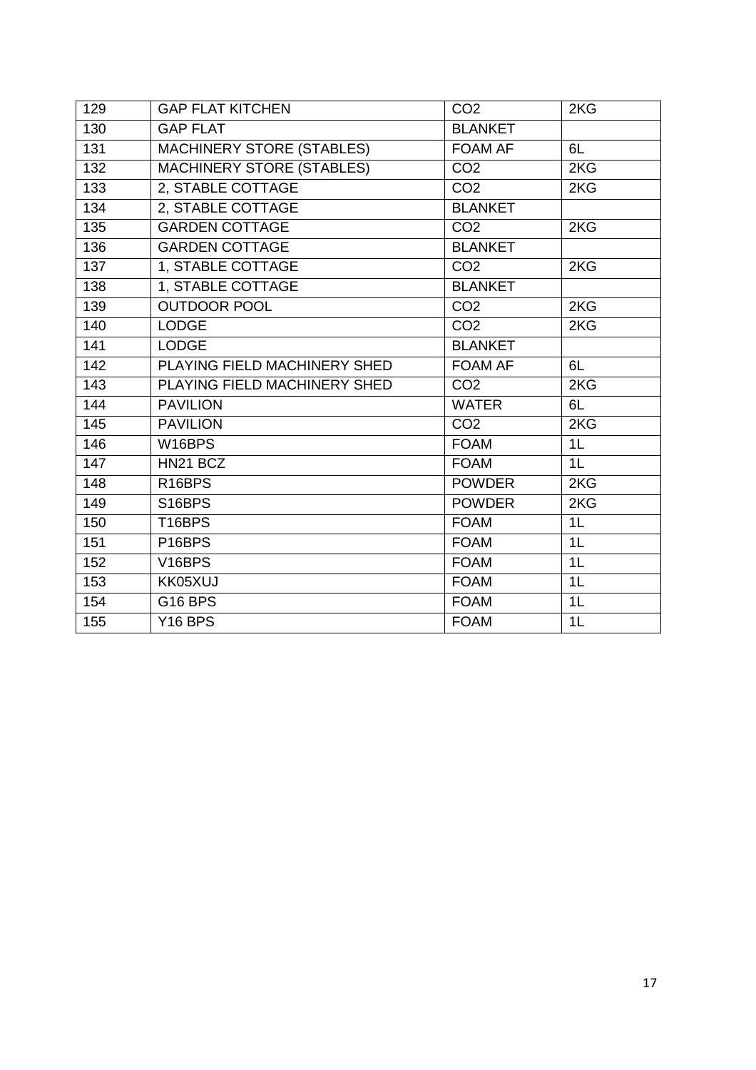| | | | |
|---|---|---|---|
| 129 | GAP FLAT KITCHEN | $CO_2$ | 2KG |
| 130 | GAP FLAT | BLANKET | |
| 131 | MACHINERY STORE (STABLES) | FOAM AF | 6L |
| 132 | MACHINERY STORE (STABLES) | $CO_2$ | 2KG |
| 133 | 2, STABLE COTTAGE | $CO_2$ | 2KG |
| 134 | 2, STABLE COTTAGE | BLANKET | |
| 135 | GARDEN COTTAGE | $CO_2$ | 2KG |
| 136 | GARDEN COTTAGE | BLANKET | |
| 137 | 1, STABLE COTTAGE | $CO_2$ | 2KG |
| 138 | 1, STABLE COTTAGE | BLANKET | |
| 139 | OUTDOOR POOL | $CO_2$ | 2KG |
| 140 | LODGE | $CO_2$ | 2KG |
| 141 | LODGE | BLANKET | |
| 142 | PLAYING FIELD MACHINERY SHED | FOAM AF | 6L |
| 143 | PLAYING FIELD MACHINERY SHED | $CO_2$ | 2KG |
| 144 | PAVILION | WATER | 6L |
| 145 | PAVILION | $CO_2$ | 2KG |
| 146 | W16BPS | FOAM | 1L |
| 147 | HN21 BCZ | FOAM | 1L |
| 148 | R16BPS | POWDER | 2KG |
| 149 | S16BPS | POWDER | 2KG |
| 150 | T16BPS | FOAM | 1L |
| 151 | P16BPS | FOAM | 1L |
| 152 | V16BPS | FOAM | 1L |
| 153 | KK05XUJ | FOAM | 1L |
| 154 | G16 BPS | FOAM | 1L |
| 155 | Y16 BPS | FOAM | 1L |